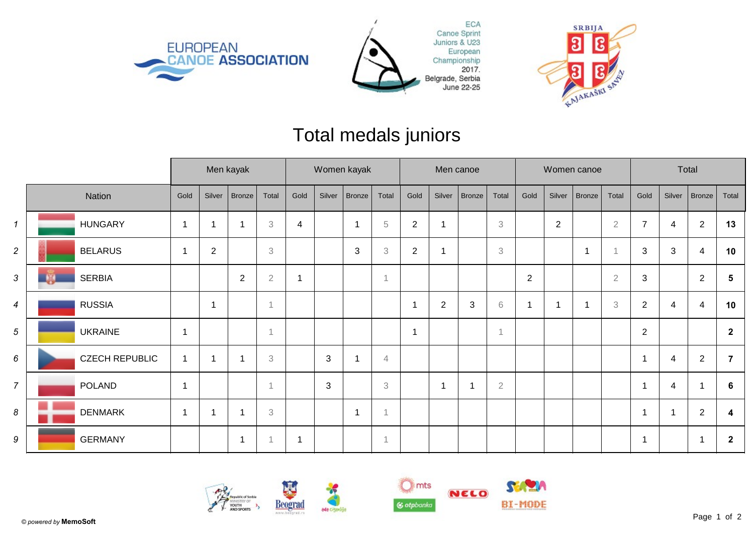ECA Canoe Sprint Juniors & U23 European Championship 2017. Belgrade, Serbia June 22-25

# Total medals juniors

| | Nation | Men kayak | | | | Women kayak | | | | Men canoe | | | | Women canoe | | | | Total | | | |
|---|---|---|---|---|---|---|---|---|---|---|---|---|---|---|---|---|---|---|---|---|---|
| | | Gold | Silver | Bronze | Total | Gold | Silver | Bronze | Total | Gold | Silver | Bronze | Total | Gold | Silver | Bronze | Total | Gold | Silver | Bronze | Total |
| 1 | HUNGARY | 1 | 1 | 1 | 3 | 4 | | 1 | 5 | 2 | 1 | | 3 | | 2 | | 2 | 7 | 4 | 2 | **13** |
| 2 | BELARUS | 1 | 2 | | 3 | | | 3 | 3 | 2 | 1 | | 3 | | | 1 | 1 | 3 | 3 | 4 | **10** |
| 3 | SERBIA | | | 2 | 2 | 1 | | | 1 | | | | | 2 | | | 2 | 3 | | 2 | **5** |
| 4 | RUSSIA | | 1 | | 1 | | | | | 1 | 2 | 3 | 6 | 1 | 1 | 1 | 3 | 2 | 4 | 4 | **10** |
| 5 | UKRAINE | 1 | | | 1 | | | | | 1 | | | 1 | | | | | 2 | | | **2** |
| 6 | CZECH REPUBLIC | 1 | 1 | 1 | 3 | | 3 | 1 | 4 | | | | | | | | | 1 | 4 | 2 | **7** |
| 7 | POLAND | 1 | | | 1 | | 3 | | 3 | | 1 | 1 | 2 | | | | | 1 | 4 | 1 | **6** |
| 8 | DENMARK | 1 | 1 | 1 | 3 | | | 1 | 1 | | | | | | | | | 1 | 1 | 2 | **4** |
| 9 | GERMANY | | | 1 | 1 | 1 | | | 1 | | | | | | | | | 1 | | 1 | **2** |

© *powered by* **MemoSoft**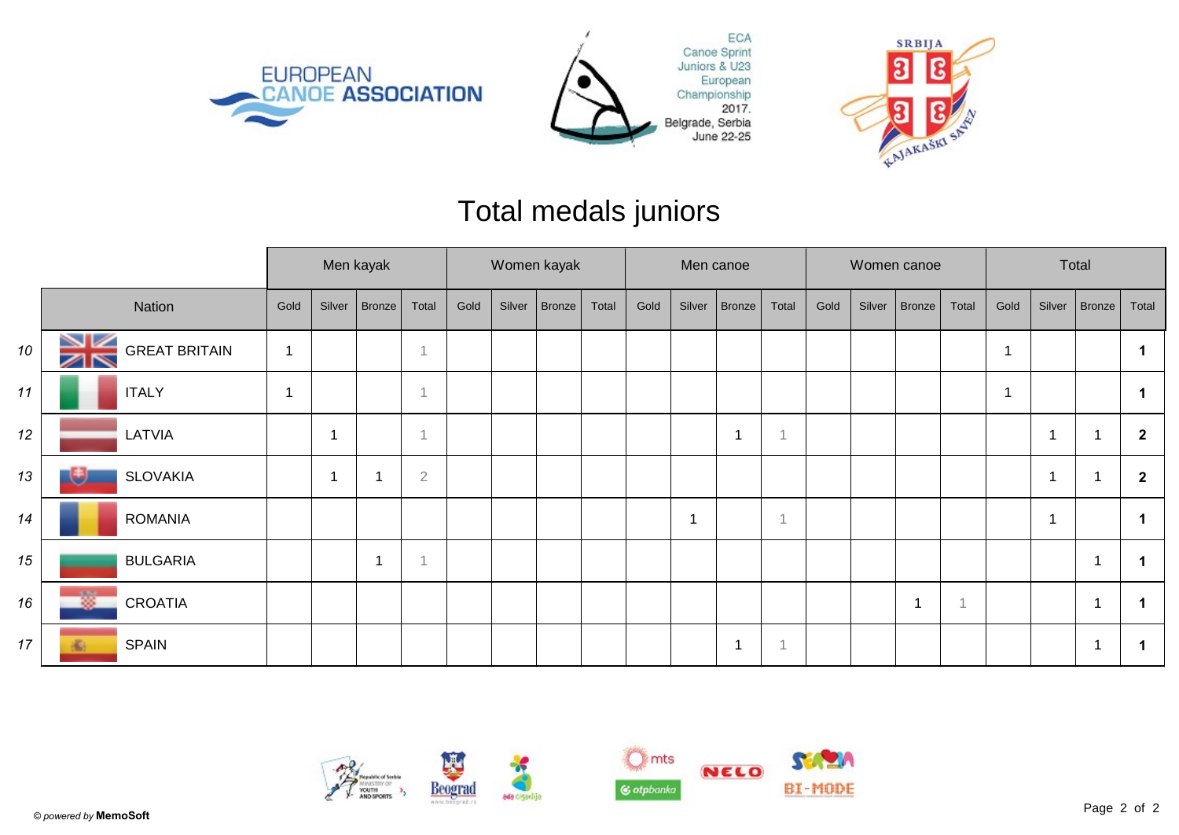EUROPEAN CANOE ASSOCIATION

ECA Canoe Sprint Juniors & U23 European Championship 2017. Belgrade, Serbia June 22-25

SRBIJA KAJAKAŠKI SAVEZ

# Total medals juniors

| | | Men kayak | | | | Women kayak | | | | Men canoe | | | | Women canoe | | | | Total | | | |
|---|---|---|---|---|---|---|---|---|---|---|---|---|---|---|---|---|---|---|---|---|---|
| | Nation | Gold | Silver | Bronze | Total | Gold | Silver | Bronze | Total | Gold | Silver | Bronze | Total | Gold | Silver | Bronze | Total | Gold | Silver | Bronze | Total |
| 10 | GREAT BRITAIN | 1 | | | 1 | | | | | | | | | | | | | 1 | | | **1** |
| 11 | ITALY | 1 | | | 1 | | | | | | | | | | | | | 1 | | | **1** |
| 12 | LATVIA | | 1 | | 1 | | | | | | | 1 | 1 | | | | | | 1 | 1 | **2** |
| 13 | SLOVAKIA | | 1 | 1 | 2 | | | | | | | | | | | | | | 1 | 1 | **2** |
| 14 | ROMANIA | | | | | | | | | | 1 | | 1 | | | | | | 1 | | **1** |
| 15 | BULGARIA | | | 1 | 1 | | | | | | | | | | | | | | | 1 | **1** |
| 16 | CROATIA | | | | | | | | | | | | | | | 1 | 1 | | | 1 | **1** |
| 17 | SPAIN | | | | | | | | | | | 1 | 1 | | | | | | | 1 | **1** |

© *powered by* **MemoSoft**